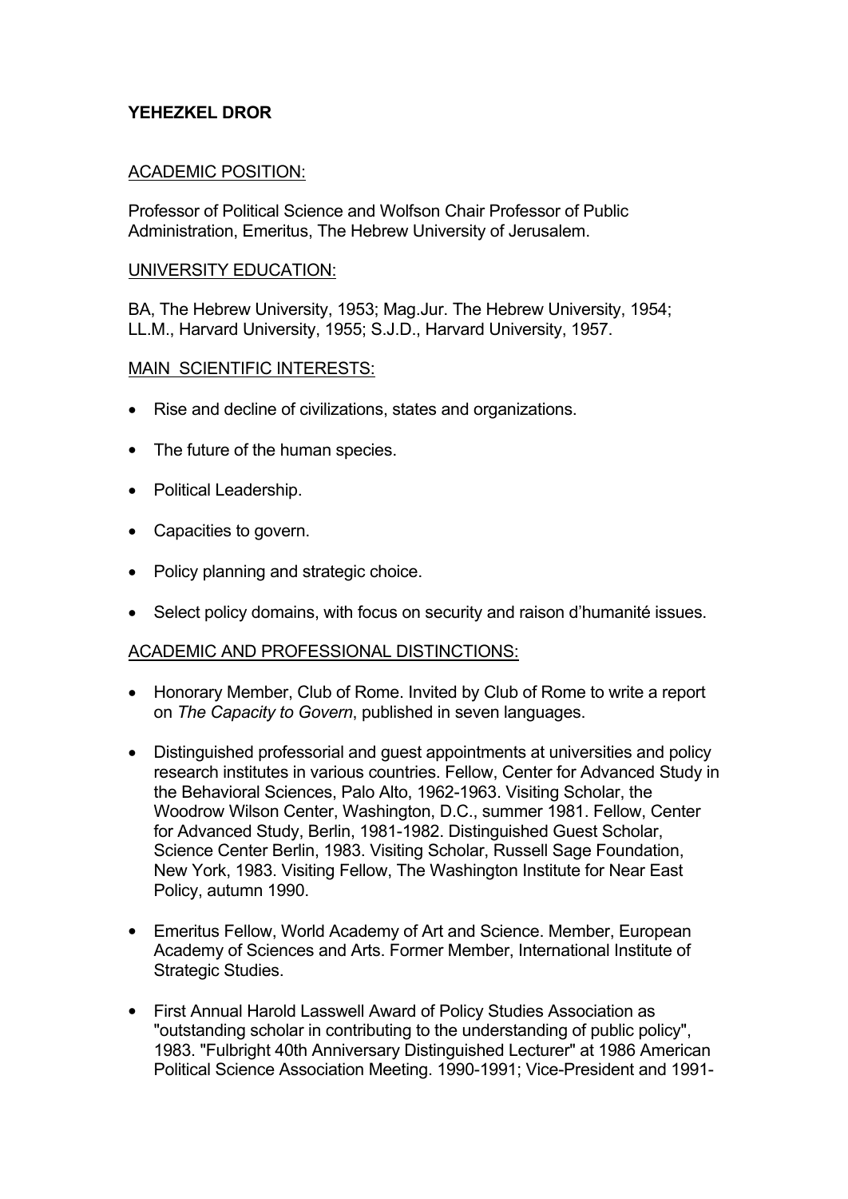**YEHEZKEL DROR**

ACADEMIC POSITION:

Professor of Political Science and Wolfson Chair Professor of Public Administration, Emeritus, The Hebrew University of Jerusalem.

UNIVERSITY EDUCATION:

BA, The Hebrew University, 1953; Mag.Jur. The Hebrew University, 1954; LL.M., Harvard University, 1955; S.J.D., Harvard University, 1957.

MAIN SCIENTIFIC INTERESTS:

- Rise and decline of civilizations, states and organizations.
- The future of the human species.
- Political Leadership.
- Capacities to govern.
- Policy planning and strategic choice.
- Select policy domains, with focus on security and raison d'humanité issues.

ACADEMIC AND PROFESSIONAL DISTINCTIONS:

- Honorary Member, Club of Rome. Invited by Club of Rome to write a report on *The Capacity to Govern*, published in seven languages.
- Distinguished professorial and guest appointments at universities and policy research institutes in various countries. Fellow, Center for Advanced Study in the Behavioral Sciences, Palo Alto, 1962-1963. Visiting Scholar, the Woodrow Wilson Center, Washington, D.C., summer 1981. Fellow, Center for Advanced Study, Berlin, 1981-1982. Distinguished Guest Scholar, Science Center Berlin, 1983. Visiting Scholar, Russell Sage Foundation, New York, 1983. Visiting Fellow, The Washington Institute for Near East Policy, autumn 1990.
- Emeritus Fellow, World Academy of Art and Science. Member, European Academy of Sciences and Arts. Former Member, International Institute of Strategic Studies.
- First Annual Harold Lasswell Award of Policy Studies Association as "outstanding scholar in contributing to the understanding of public policy", 1983. "Fulbright 40th Anniversary Distinguished Lecturer" at 1986 American Political Science Association Meeting. 1990-1991; Vice-President and 1991-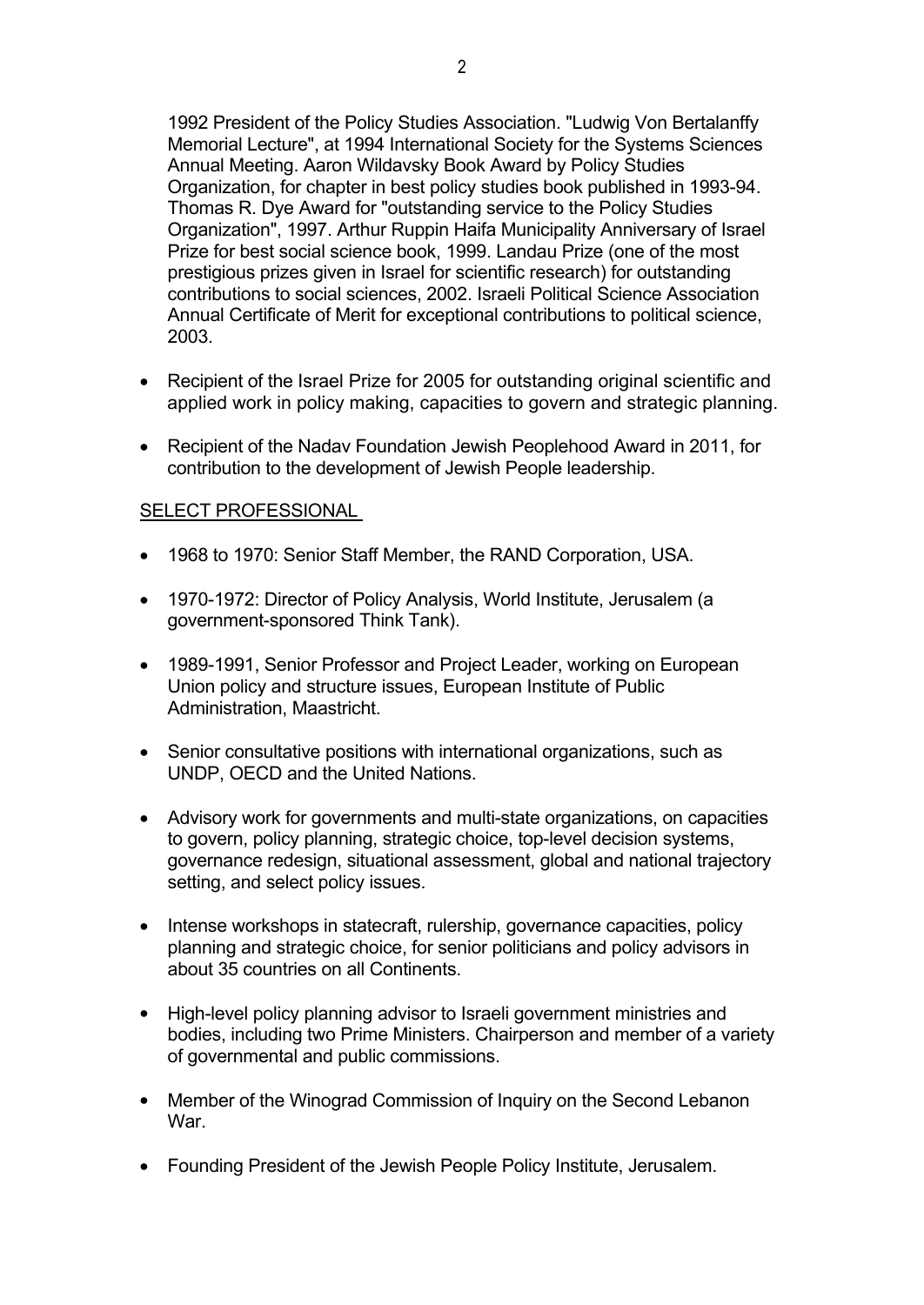1992 President of the Policy Studies Association. "Ludwig Von Bertalanffy Memorial Lecture", at 1994 International Society for the Systems Sciences Annual Meeting. Aaron Wildavsky Book Award by Policy Studies Organization, for chapter in best policy studies book published in 1993-94. Thomas R. Dye Award for "outstanding service to the Policy Studies Organization", 1997. Arthur Ruppin Haifa Municipality Anniversary of Israel Prize for best social science book, 1999. Landau Prize (one of the most prestigious prizes given in Israel for scientific research) for outstanding contributions to social sciences, 2002. Israeli Political Science Association Annual Certificate of Merit for exceptional contributions to political science, 2003.

- Recipient of the Israel Prize for 2005 for outstanding original scientific and applied work in policy making, capacities to govern and strategic planning.
- Recipient of the Nadav Foundation Jewish Peoplehood Award in 2011, for contribution to the development of Jewish People leadership.

<u>SELECT PROFESSIONAL</u>

- 1968 to 1970: Senior Staff Member, the RAND Corporation, USA.
- 1970-1972: Director of Policy Analysis, World Institute, Jerusalem (a government-sponsored Think Tank).
- 1989-1991, Senior Professor and Project Leader, working on European Union policy and structure issues, European Institute of Public Administration, Maastricht.
- Senior consultative positions with international organizations, such as UNDP, OECD and the United Nations.
- Advisory work for governments and multi-state organizations, on capacities to govern, policy planning, strategic choice, top-level decision systems, governance redesign, situational assessment, global and national trajectory setting, and select policy issues.
- Intense workshops in statecraft, rulership, governance capacities, policy planning and strategic choice, for senior politicians and policy advisors in about 35 countries on all Continents.
- High-level policy planning advisor to Israeli government ministries and bodies, including two Prime Ministers. Chairperson and member of a variety of governmental and public commissions.
- Member of the Winograd Commission of Inquiry on the Second Lebanon War.
- Founding President of the Jewish People Policy Institute, Jerusalem.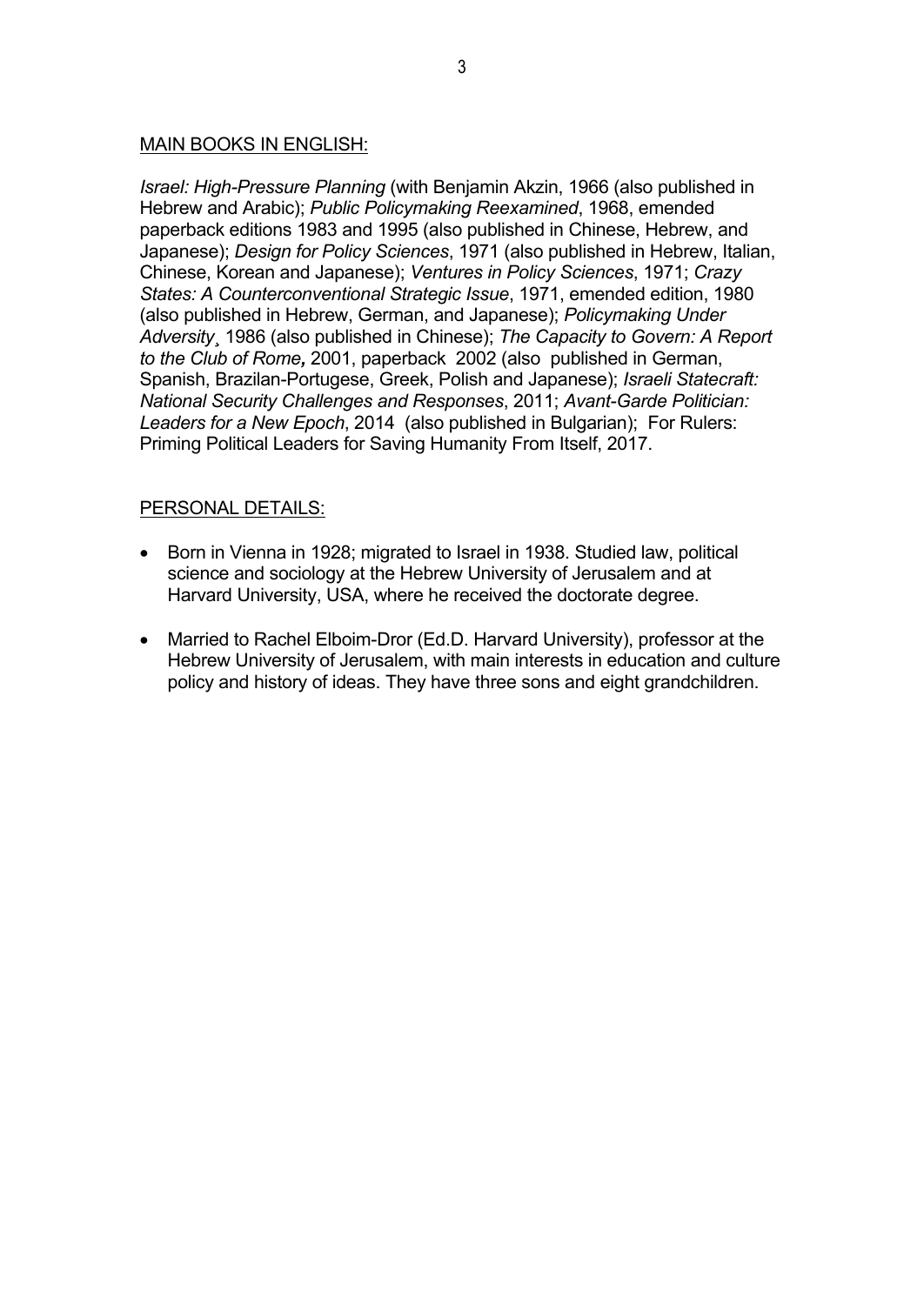MAIN BOOKS IN ENGLISH:

*Israel: High-Pressure Planning* (with Benjamin Akzin, 1966 (also published in Hebrew and Arabic); *Public Policymaking Reexamined*, 1968, emended paperback editions 1983 and 1995 (also published in Chinese, Hebrew, and Japanese); *Design for Policy Sciences*, 1971 (also published in Hebrew, Italian, Chinese, Korean and Japanese); *Ventures in Policy Sciences*, 1971; *Crazy States: A Counterconventional Strategic Issue*, 1971, emended edition, 1980 (also published in Hebrew, German, and Japanese); *Policymaking Under Adversity*¸ 1986 (also published in Chinese); *The Capacity to Govern: A Report to the Club of Rome*, 2001, paperback 2002 (also published in German, Spanish, Brazilan-Portugese, Greek, Polish and Japanese); *Israeli Statecraft: National Security Challenges and Responses*, 2011; *Avant-Garde Politician: Leaders for a New Epoch*, 2014 (also published in Bulgarian); For Rulers: Priming Political Leaders for Saving Humanity From Itself, 2017.

PERSONAL DETAILS:

- Born in Vienna in 1928; migrated to Israel in 1938. Studied law, political science and sociology at the Hebrew University of Jerusalem and at Harvard University, USA, where he received the doctorate degree.
- Married to Rachel Elboim-Dror (Ed.D. Harvard University), professor at the Hebrew University of Jerusalem, with main interests in education and culture policy and history of ideas. They have three sons and eight grandchildren.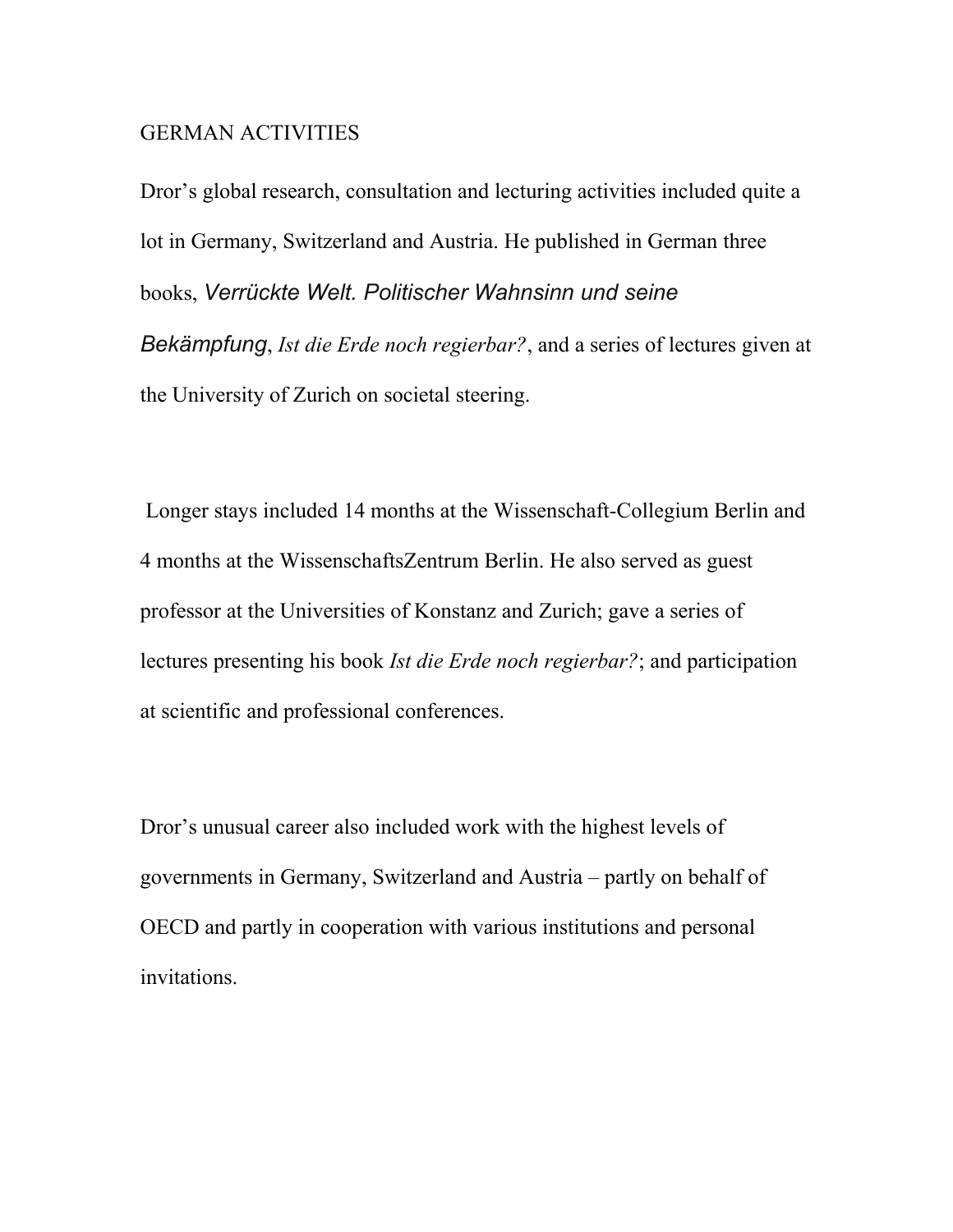GERMAN ACTIVITIES

Dror's global research, consultation and lecturing activities included quite a lot in Germany, Switzerland and Austria. He published in German three books, *Verrückte Welt. Politischer Wahnsinn und seine Bekämpfung*, *Ist die Erde noch regierbar?*, and a series of lectures given at the University of Zurich on societal steering.

Longer stays included 14 months at the Wissenschaft-Collegium Berlin and 4 months at the WissenschaftsZentrum Berlin. He also served as guest professor at the Universities of Konstanz and Zurich; gave a series of lectures presenting his book *Ist die Erde noch regierbar?*; and participation at scientific and professional conferences.

Dror's unusual career also included work with the highest levels of governments in Germany, Switzerland and Austria – partly on behalf of OECD and partly in cooperation with various institutions and personal invitations.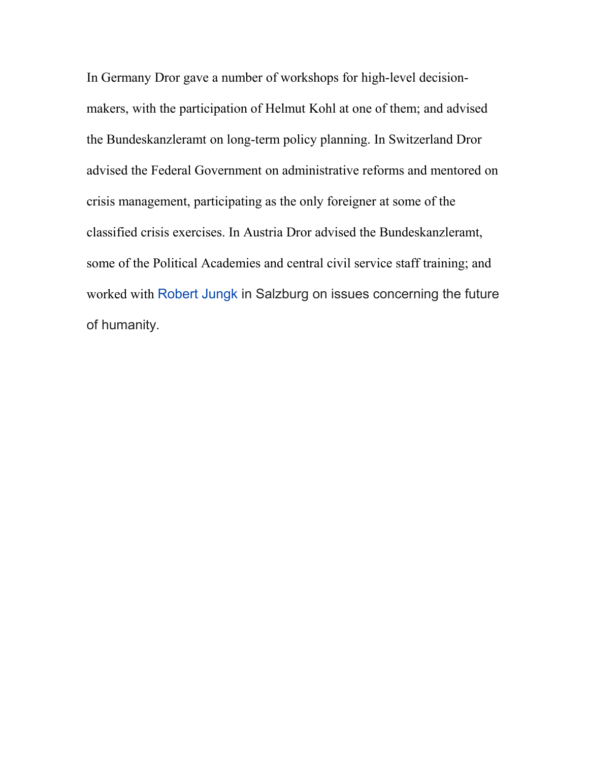In Germany Dror gave a number of workshops for high-level decision-makers, with the participation of Helmut Kohl at one of them; and advised the Bundeskanzleramt on long-term policy planning. In Switzerland Dror advised the Federal Government on administrative reforms and mentored on crisis management, participating as the only foreigner at some of the classified crisis exercises. In Austria Dror advised the Bundeskanzleramt, some of the Political Academies and central civil service staff training; and worked with Robert Jungk in Salzburg on issues concerning the future of humanity.